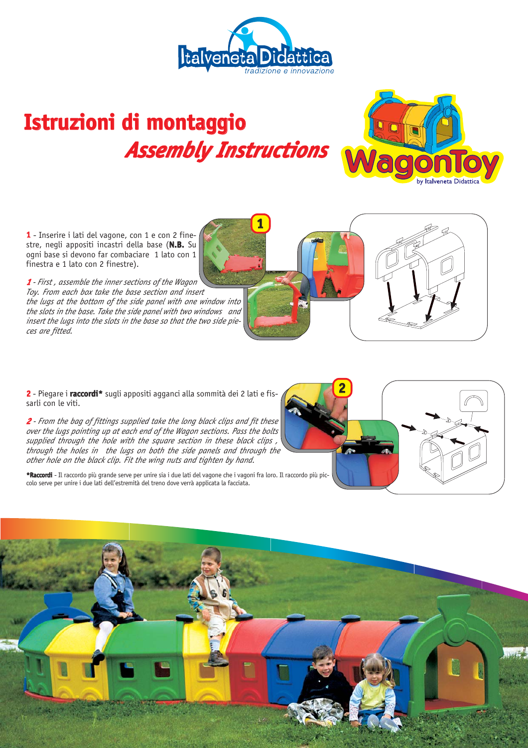# Istruzioni di montaggio

# *Assembly Instructions*

**1** - Inserire i lati del vagone, con 1 e con 2 finestre, negli appositi incastri della base (**N.B.** Su ogni base si devono far combaciare 1 lato con 1 finestra e 1 lato con 2 finestre).

***1*** - *First , assemble the inner sections of the Wagon Toy. From each box take the base section and insert the lugs at the bottom of the side panel with one window into the slots in the base. Take the side panel with two windows and insert the lugs into the slots in the base so that the two side pieces are fitted.*

**2** - Piegare i **raccordi*** sugli appositi agganci alla sommità dei 2 lati e fissarli con le viti.

***2*** - *From the bag of fittings supplied take the long black clips and fit these over the lugs pointing up at each end of the Wagon sections. Pass the bolts supplied through the hole with the square section in these black clips , through the holes in the lugs on both the side panels and through the other hole on the black clip. Fit the wing nuts and tighten by hand.*

***Raccordi** - Il raccordo più grande serve per unire sia i due lati del vagone che i vagoni fra loro. Il raccordo più piccolo serve per unire i due lati dell'estremità del treno dove verrà applicata la facciata.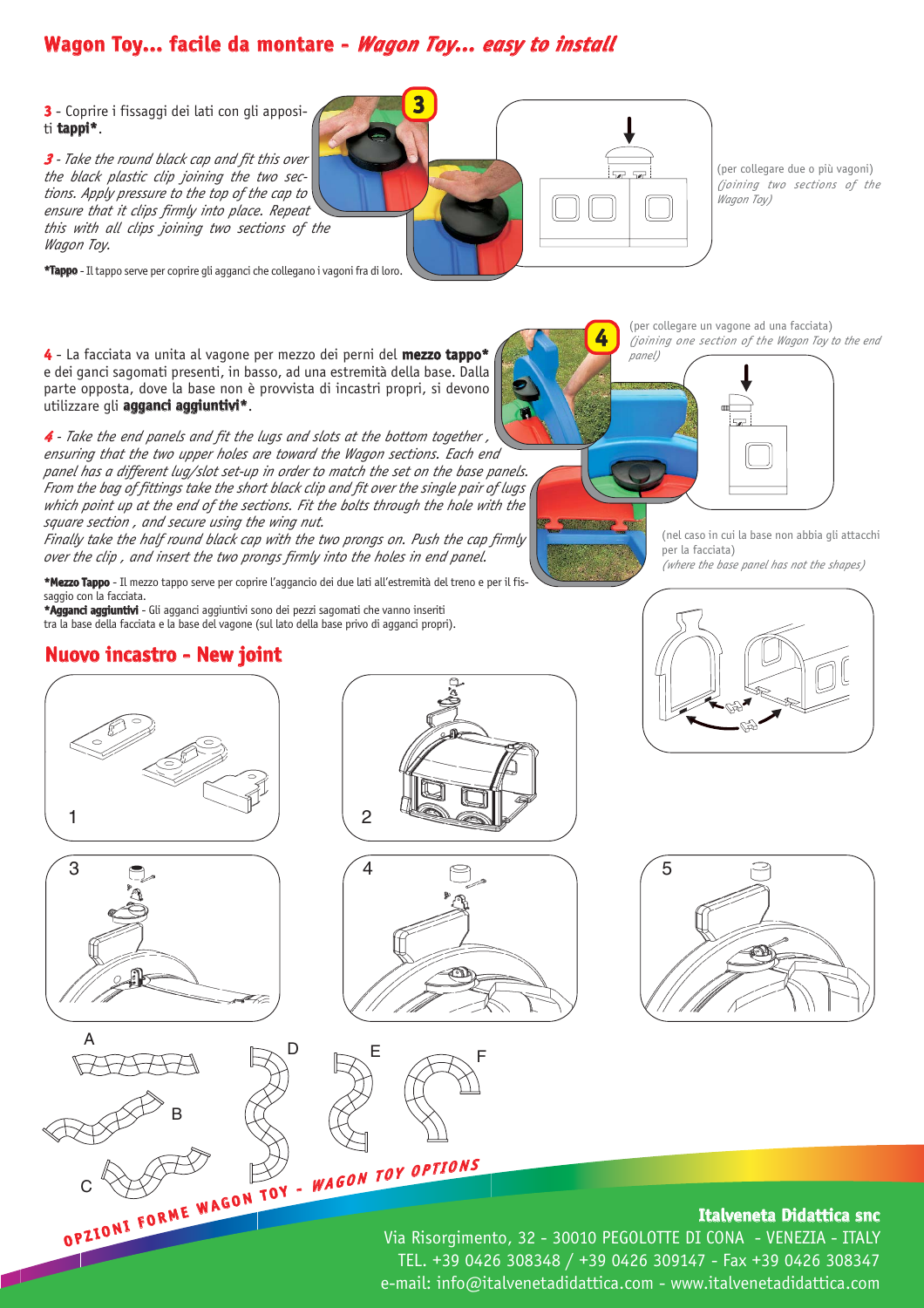## Wagon Toy... facile da montare - *Wagon Toy... easy to install*

**3** - Coprire i fissaggi dei lati con gli appositi **tappi***.

*3 - Take the round black cap and fit this over the black plastic clip joining the two sections. Apply pressure to the top of the cap to ensure that it clips firmly into place. Repeat this with all clips joining two sections of the Wagon Toy.*

***Tappo** - Il tappo serve per coprire gli agganci che collegano i vagoni fra di loro.

(per collegare due o più vagoni)
*(joining two sections of the Wagon Toy)*

**4** - La facciata va unita al vagone per mezzo dei perni del **mezzo tappo*** e dei ganci sagomati presenti, in basso, ad una estremità della base. Dalla parte opposta, dove la base non è provvista di incastri propri, si devono utilizzare gli **agganci aggiuntivi***.

*4 - Take the end panels and fit the lugs and slots at the bottom together, ensuring that the two upper holes are toward the Wagon sections. Each end panel has a different lug/slot set-up in order to match the set on the base panels. From the bag of fittings take the short black clip and fit over the single pair of lugs which point up at the end of the sections. Fit the bolts through the hole with the square section, and secure using the wing nut.*
*Finally take the half round black cap with the two prongs on. Push the cap firmly over the clip, and insert the two prongs firmly into the holes in end panel.*

***Mezzo Tappo** - Il mezzo tappo serve per coprire l'aggancio dei due lati all'estremità del treno e per il fissaggio con la facciata.
***Agganci aggiuntivi** - Gli agganci aggiuntivi sono dei pezzi sagomati che vanno inseriti tra la base della facciata e la base del vagone (sul lato della base privo di agganci propri).

(per collegare un vagone ad una facciata)
*(joining one section of the Wagon Toy to the end panel)*

(nel caso in cui la base non abbia gli attacchi per la facciata)
*(where the base panel has not the shapes)*

## Nuovo incastro - New joint

1

2

3

4

5

A

B

C

D

E

F

OPZIONI FORME WAGON TOY - *WAGON TOY OPTIONS*

**Italveneta Didattica snc**
Via Risorgimento, 32 - 30010 PEGOLOTTE DI CONA - VENEZIA - ITALY
TEL. +39 0426 308348 / +39 0426 309147 - Fax +39 0426 308347
e-mail: info@italvenetadidattica.com - www.italvenetadidattica.com